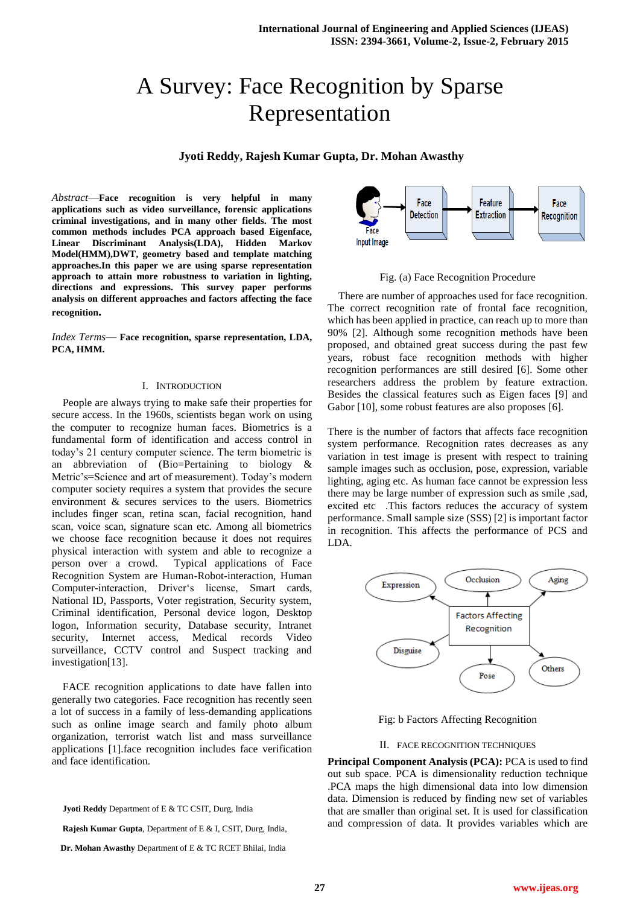# A Survey: Face Recognition by Sparse Representation

**Jyoti Reddy, Rajesh Kumar Gupta, Dr. Mohan Awasthy**

*Abstract*—**Face recognition is very helpful in many applications such as video surveillance, forensic applications criminal investigations, and in many other fields. The most common methods includes PCA approach based Eigenface, Linear Discriminant Analysis(LDA), Hidden Markov Model(HMM),DWT, geometry based and template matching approaches.In this paper we are using sparse representation approach to attain more robustness to variation in lighting, directions and expressions. This survey paper performs analysis on different approaches and factors affecting the face recognition.**

*Index Terms*— **Face recognition, sparse representation, LDA, PCA, HMM.**

## I. Introduction

People are always trying to make safe their properties for secure access. In the 1960s, scientists began work on using the computer to recognize human faces. Biometrics is a fundamental form of identification and access control in today's 21 century computer science. The term biometric is an abbreviation of (Bio=Pertaining to biology & Metric's=Science and art of measurement). Today's modern computer society requires a system that provides the secure environment & secures services to the users. Biometrics includes finger scan, retina scan, facial recognition, hand scan, voice scan, signature scan etc. Among all biometrics we choose face recognition because it does not requires physical interaction with system and able to recognize a person over a crowd. Typical applications of Face Recognition System are Human-Robot-interaction, Human Computer-interaction, Driver's license, Smart cards, National ID, Passports, Voter registration, Security system, Criminal identification, Personal device logon, Desktop logon, Information security, Database security, Intranet security, Internet access, Medical records Video surveillance, CCTV control and Suspect tracking and investigation[13].

FACE recognition applications to date have fallen into generally two categories. Face recognition has recently seen a lot of success in a family of less-demanding applications such as online image search and family photo album organization, terrorist watch list and mass surveillance applications [1].face recognition includes face verification and face identification.

**Jyoti Reddy** Department of E & TC CSIT, Durg, India

**Rajesh Kumar Gupta**, Department of E & I, CSIT, Durg, India,

**Dr. Mohan Awasthy** Department of E & TC RCET Bhilai, India

Fig. (a) Face Recognition Procedure

There are number of approaches used for face recognition. The correct recognition rate of frontal face recognition, which has been applied in practice, can reach up to more than 90% [2]. Although some recognition methods have been proposed, and obtained great success during the past few years, robust face recognition methods with higher recognition performances are still desired [6]. Some other researchers address the problem by feature extraction. Besides the classical features such as Eigen faces [9] and Gabor [10], some robust features are also proposes [6].

There is the number of factors that affects face recognition system performance. Recognition rates decreases as any variation in test image is present with respect to training sample images such as occlusion, pose, expression, variable lighting, aging etc. As human face cannot be expression less there may be large number of expression such as smile ,sad, excited etc .This factors reduces the accuracy of system performance. Small sample size (SSS) [2] is important factor in recognition. This affects the performance of PCS and LDA.

Fig: b Factors Affecting Recognition

## II. Face Recognition Techniques

**Principal Component Analysis (PCA):** PCA is used to find out sub space. PCA is dimensionality reduction technique .PCA maps the high dimensional data into low dimension data. Dimension is reduced by finding new set of variables that are smaller than original set. It is used for classification and compression of data. It provides variables which are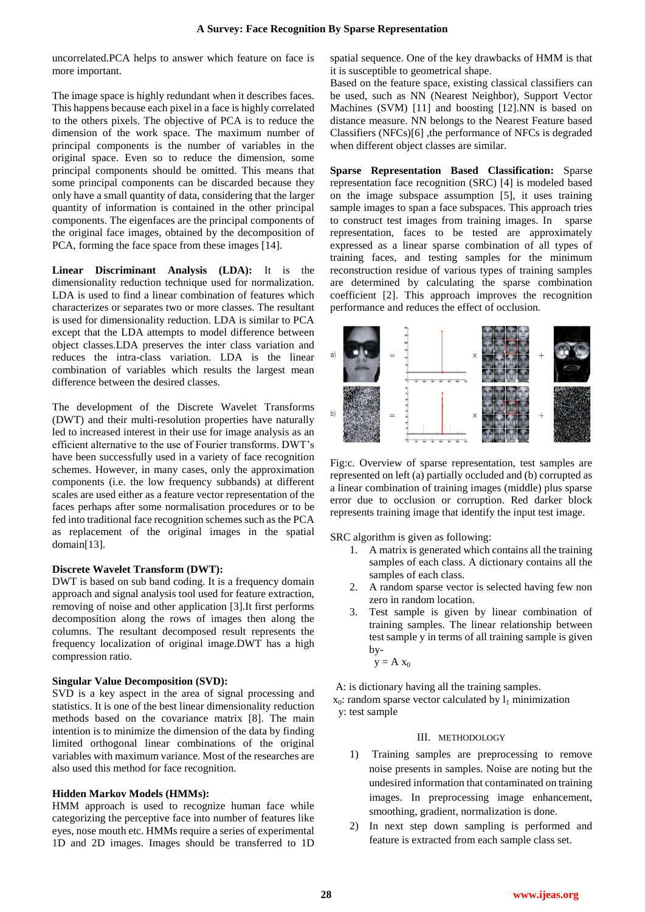uncorrelated.PCA helps to answer which feature on face is more important.

The image space is highly redundant when it describes faces. This happens because each pixel in a face is highly correlated to the others pixels. The objective of PCA is to reduce the dimension of the work space. The maximum number of principal components is the number of variables in the original space. Even so to reduce the dimension, some principal components should be omitted. This means that some principal components can be discarded because they only have a small quantity of data, considering that the larger quantity of information is contained in the other principal components. The eigenfaces are the principal components of the original face images, obtained by the decomposition of PCA, forming the face space from these images [14].

**Linear Discriminant Analysis (LDA):** It is the dimensionality reduction technique used for normalization. LDA is used to find a linear combination of features which characterizes or separates two or more classes. The resultant is used for dimensionality reduction. LDA is similar to PCA except that the LDA attempts to model difference between object classes.LDA preserves the inter class variation and reduces the intra-class variation. LDA is the linear combination of variables which results the largest mean difference between the desired classes.

The development of the Discrete Wavelet Transforms (DWT) and their multi-resolution properties have naturally led to increased interest in their use for image analysis as an efficient alternative to the use of Fourier transforms. DWT's have been successfully used in a variety of face recognition schemes. However, in many cases, only the approximation components (i.e. the low frequency subbands) at different scales are used either as a feature vector representation of the faces perhaps after some normalisation procedures or to be fed into traditional face recognition schemes such as the PCA as replacement of the original images in the spatial domain[13].

**Discrete Wavelet Transform (DWT):**
DWT is based on sub band coding. It is a frequency domain approach and signal analysis tool used for feature extraction, removing of noise and other application [3].It first performs decomposition along the rows of images then along the columns. The resultant decomposed result represents the frequency localization of original image.DWT has a high compression ratio.

**Singular Value Decomposition (SVD):**
SVD is a key aspect in the area of signal processing and statistics. It is one of the best linear dimensionality reduction methods based on the covariance matrix [8]. The main intention is to minimize the dimension of the data by finding limited orthogonal linear combinations of the original variables with maximum variance. Most of the researches are also used this method for face recognition.

**Hidden Markov Models (HMMs):**
HMM approach is used to recognize human face while categorizing the perceptive face into number of features like eyes, nose mouth etc. HMMs require a series of experimental 1D and 2D images. Images should be transferred to 1D spatial sequence. One of the key drawbacks of HMM is that it is susceptible to geometrical shape.
Based on the feature space, existing classical classifiers can be used, such as NN (Nearest Neighbor), Support Vector Machines (SVM) [11] and boosting [12].NN is based on distance measure. NN belongs to the Nearest Feature based Classifiers (NFCs)[6] ,the performance of NFCs is degraded when different object classes are similar.

**Sparse Representation Based Classification:** Sparse representation face recognition (SRC) [4] is modeled based on the image subspace assumption [5], it uses training sample images to span a face subspaces. This approach tries to construct test images from training images. In sparse representation, faces to be tested are approximately expressed as a linear sparse combination of all types of training faces, and testing samples for the minimum reconstruction residue of various types of training samples are determined by calculating the sparse combination coefficient [2]. This approach improves the recognition performance and reduces the effect of occlusion.

Fig:c. Overview of sparse representation, test samples are represented on left (a) partially occluded and (b) corrupted as a linear combination of training images (middle) plus sparse error due to occlusion or corruption. Red darker block represents training image that identify the input test image.

SRC algorithm is given as following:

1. A matrix is generated which contains all the training samples of each class. A dictionary contains all the samples of each class.
2. A random sparse vector is selected having few non zero in random location.
3. Test sample is given by linear combination of training samples. The linear relationship between test sample y in terms of all training sample is given by-
   $y = A\, x_0$

A: is dictionary having all the training samples.
$x_0$: random sparse vector calculated by $l_1$ minimization
y: test sample

## III. METHODOLOGY

1) Training samples are preprocessing to remove noise presents in samples. Noise are noting but the undesired information that contaminated on training images. In preprocessing image enhancement, smoothing, gradient, normalization is done.
2) In next step down sampling is performed and feature is extracted from each sample class set.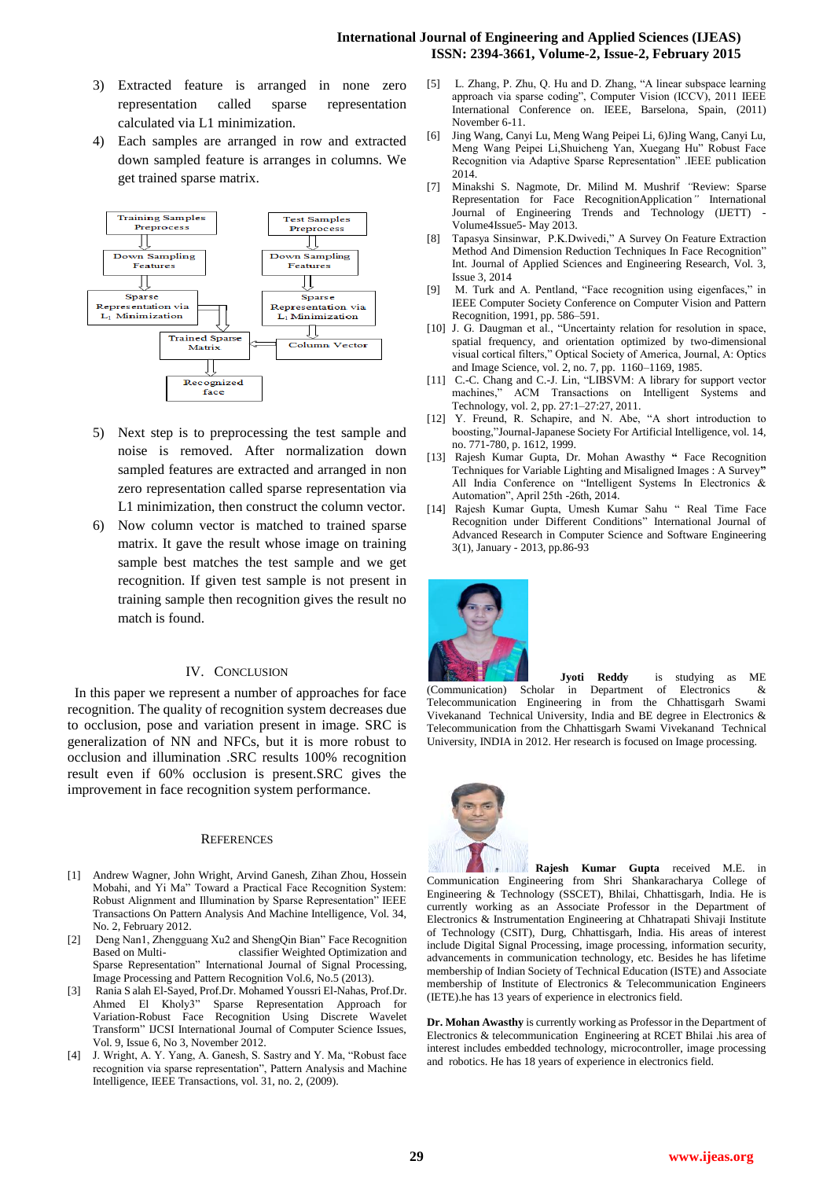3) Extracted feature is arranged in none zero representation called sparse representation calculated via L1 minimization.
4) Each samples are arranged in row and extracted down sampled feature is arranges in columns. We get trained sparse matrix.

Training Samples Preprocess
Down Sampling Features
Sparse Representation via $L_1$ Minimization
Test Samples Preprocess
Down Sampling Features
Sparse Representation via $L_1$ Minimization
Trained Sparse Matrix
Column Vector
Recognized face

5) Next step is to preprocessing the test sample and noise is removed. After normalization down sampled features are extracted and arranged in non zero representation called sparse representation via L1 minimization, then construct the column vector.
6) Now column vector is matched to trained sparse matrix. It gave the result whose image on training sample best matches the test sample and we get recognition. If given test sample is not present in training sample then recognition gives the result no match is found.

## IV. Conclusion

In this paper we represent a number of approaches for face recognition. The quality of recognition system decreases due to occlusion, pose and variation present in image. SRC is generalization of NN and NFCs, but it is more robust to occlusion and illumination .SRC results 100% recognition result even if 60% occlusion is present.SRC gives the improvement in face recognition system performance.

## References

[1] Andrew Wagner, John Wright, Arvind Ganesh, Zihan Zhou, Hossein Mobahi, and Yi Ma" Toward a Practical Face Recognition System: Robust Alignment and Illumination by Sparse Representation" IEEE Transactions On Pattern Analysis And Machine Intelligence, Vol. 34, No. 2, February 2012.

[2] Deng Nan1, Zhengguang Xu2 and ShengQin Bian" Face Recognition Based on Multi- classifier Weighted Optimization and Sparse Representation" International Journal of Signal Processing, Image Processing and Pattern Recognition Vol.6, No.5 (2013).

[3] Rania S alah El-Sayed, Prof.Dr. Mohamed Youssri El-Nahas, Prof.Dr. Ahmed El Kholy3" Sparse Representation Approach for Variation-Robust Face Recognition Using Discrete Wavelet Transform" IJCSI International Journal of Computer Science Issues, Vol. 9, Issue 6, No 3, November 2012.

[4] J. Wright, A. Y. Yang, A. Ganesh, S. Sastry and Y. Ma, "Robust face recognition via sparse representation", Pattern Analysis and Machine Intelligence, IEEE Transactions, vol. 31, no. 2, (2009).

[5] L. Zhang, P. Zhu, Q. Hu and D. Zhang, "A linear subspace learning approach via sparse coding", Computer Vision (ICCV), 2011 IEEE International Conference on. IEEE, Barselona, Spain, (2011) November 6-11.

[6] Jing Wang, Canyi Lu, Meng Wang Peipei Li, 6)Jing Wang, Canyi Lu, Meng Wang Peipei Li,Shuicheng Yan, Xuegang Hu" Robust Face Recognition via Adaptive Sparse Representation" .IEEE publication 2014.

[7] Minakshi S. Nagmote, Dr. Milind M. Mushrif "Review: Sparse Representation for Face RecognitionApplication" International Journal of Engineering Trends and Technology (IJETT) - Volume4Issue5- May 2013.

[8] Tapasya Sinsinwar, P.K.Dwivedi," A Survey On Feature Extraction Method And Dimension Reduction Techniques In Face Recognition" Int. Journal of Applied Sciences and Engineering Research, Vol. 3, Issue 3, 2014

[9] M. Turk and A. Pentland, "Face recognition using eigenfaces," in IEEE Computer Society Conference on Computer Vision and Pattern Recognition, 1991, pp. 586–591.

[10] J. G. Daugman et al., "Uncertainty relation for resolution in space, spatial frequency, and orientation optimized by two-dimensional visual cortical filters," Optical Society of America, Journal, A: Optics and Image Science, vol. 2, no. 7, pp. 1160–1169, 1985.

[11] C.-C. Chang and C.-J. Lin, "LIBSVM: A library for support vector machines," ACM Transactions on Intelligent Systems and Technology, vol. 2, pp. 27:1–27:27, 2011.

[12] Y. Freund, R. Schapire, and N. Abe, "A short introduction to boosting,"Journal-Japanese Society For Artificial Intelligence, vol. 14, no. 771-780, p. 1612, 1999.

[13] Rajesh Kumar Gupta, Dr. Mohan Awasthy " Face Recognition Techniques for Variable Lighting and Misaligned Images : A Survey" All India Conference on "Intelligent Systems In Electronics & Automation", April 25th -26th, 2014.

[14] Rajesh Kumar Gupta, Umesh Kumar Sahu " Real Time Face Recognition under Different Conditions" International Journal of Advanced Research in Computer Science and Software Engineering 3(1), January - 2013, pp.86-93

**Jyoti Reddy** is studying as ME (Communication) Scholar in Department of Electronics & Telecommunication Engineering in from the Chhattisgarh Swami Vivekanand Technical University, India and BE degree in Electronics & Telecommunication from the Chhattisgarh Swami Vivekanand Technical University, INDIA in 2012. Her research is focused on Image processing.

**Rajesh Kumar Gupta** received M.E. in Communication Engineering from Shri Shankaracharya College of Engineering & Technology (SSCET), Bhilai, Chhattisgarh, India. He is currently working as an Associate Professor in the Department of Electronics & Instrumentation Engineering at Chhatrapati Shivaji Institute of Technology (CSIT), Durg, Chhattisgarh, India. His areas of interest include Digital Signal Processing, image processing, information security, advancements in communication technology, etc. Besides he has lifetime membership of Indian Society of Technical Education (ISTE) and Associate membership of Institute of Electronics & Telecommunication Engineers (IETE).he has 13 years of experience in electronics field.

**Dr. Mohan Awasthy** is currently working as Professor in the Department of Electronics & telecommunication Engineering at RCET Bhilai .his area of interest includes embedded technology, microcontroller, image processing and robotics. He has 18 years of experience in electronics field.